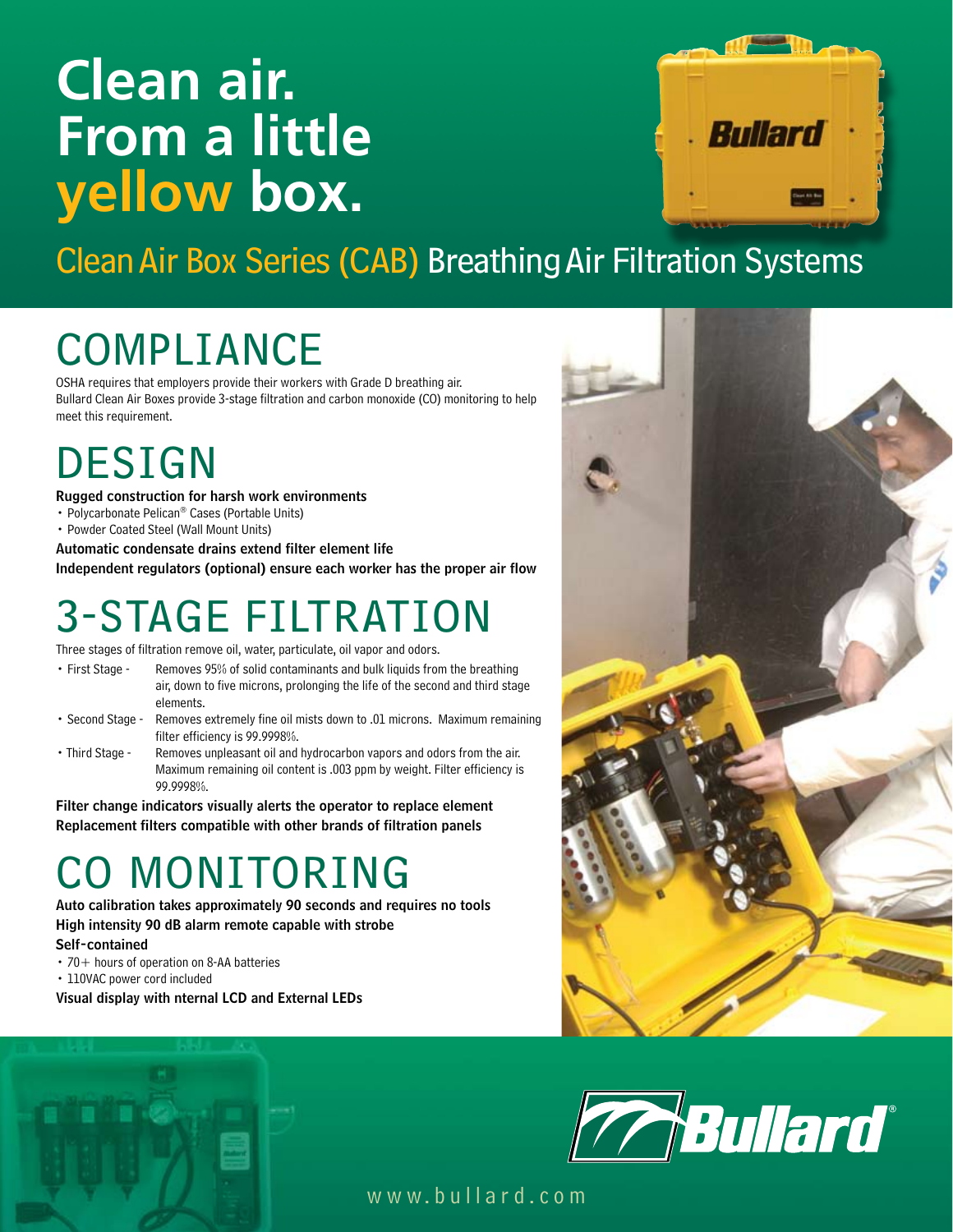# Clean air. From a little yellow box.

## Clean Air Box Series (CAB) Breathing Air Filtration Systems

## COMPLIANCE

OSHA requires that employers provide their workers with Grade D breathing air.
Bullard Clean Air Boxes provide 3-stage filtration and carbon monoxide (CO) monitoring to help meet this requirement.

## DESIGN

**Rugged construction for harsh work environments**

- Polycarbonate Pelican® Cases (Portable Units)
- Powder Coated Steel (Wall Mount Units)

**Automatic condensate drains extend filter element life**

**Independent regulators (optional) ensure each worker has the proper air flow**

## 3-STAGE FILTRATION

Three stages of filtration remove oil, water, particulate, oil vapor and odors.

- First Stage - Removes 95% of solid contaminants and bulk liquids from the breathing air, down to five microns, prolonging the life of the second and third stage elements.
- Second Stage - Removes extremely fine oil mists down to .01 microns. Maximum remaining filter efficiency is 99.9998%.
- Third Stage - Removes unpleasant oil and hydrocarbon vapors and odors from the air. Maximum remaining oil content is .003 ppm by weight. Filter efficiency is 99.9998%.

**Filter change indicators visually alerts the operator to replace element**

**Replacement filters compatible with other brands of filtration panels**

## CO MONITORING

**Auto calibration takes approximately 90 seconds and requires no tools**

**High intensity 90 dB alarm remote capable with strobe**

**Self-contained**

- 70+ hours of operation on 8-AA batteries
- 110VAC power cord included

**Visual display with nternal LCD and External LEDs**

Bullard®

www.bullard.com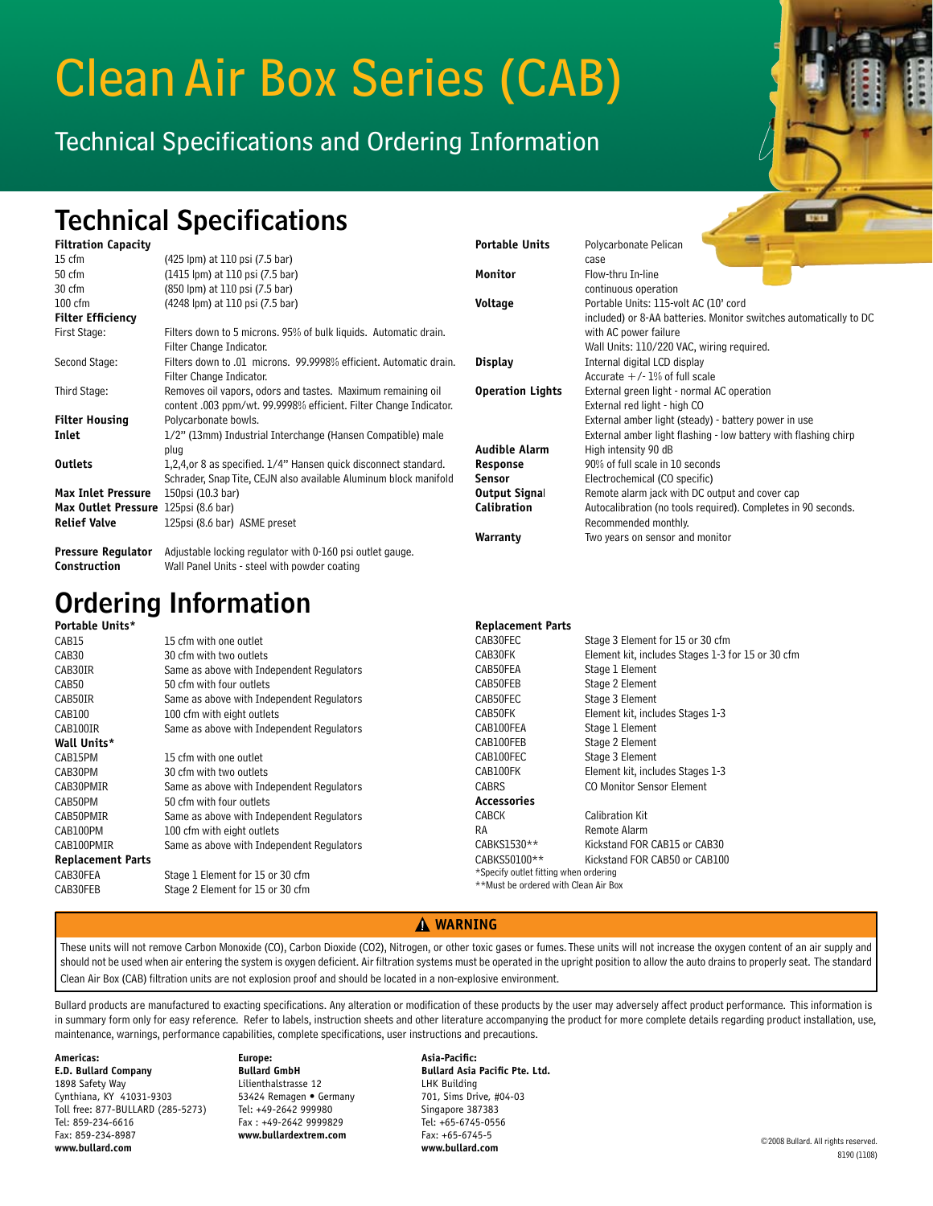# Clean Air Box Series (CAB)

## Technical Specifications and Ordering Information

## Technical Specifications

| | |
|---|---|
| **Filtration Capacity** | |
| 15 cfm | (425 lpm) at 110 psi (7.5 bar) |
| 50 cfm | (1415 lpm) at 110 psi (7.5 bar) |
| 30 cfm | (850 lpm) at 110 psi (7.5 bar) |
| 100 cfm | (4248 lpm) at 110 psi (7.5 bar) |
| **Filter Efficiency** | |
| First Stage: | Filters down to 5 microns. 95% of bulk liquids. Automatic drain. Filter Change Indicator. |
| Second Stage: | Filters down to .01 microns. 99.9998% efficient. Automatic drain. Filter Change Indicator. |
| Third Stage: | Removes oil vapors, odors and tastes. Maximum remaining oil content .003 ppm/wt. 99.9998% efficient. Filter Change Indicator. |
| **Filter Housing** | Polycarbonate bowls. |
| **Inlet** | 1/2" (13mm) Industrial Interchange (Hansen Compatible) male plug |
| **Outlets** | 1,2,4,or 8 as specified. 1/4" Hansen quick disconnect standard. Schrader, Snap Tite, CEJN also available Aluminum block manifold |
| **Max Inlet Pressure** | 150psi (10.3 bar) |
| **Max Outlet Pressure** | 125psi (8.6 bar) |
| **Relief Valve** | 125psi (8.6 bar) ASME preset |
| **Pressure Regulator** | Adjustable locking regulator with 0-160 psi outlet gauge. |
| **Construction** | Wall Panel Units - steel with powder coating |
| **Portable Units** | Polycarbonate Pelican case |
| **Monitor** | Flow-thru In-line continuous operation |
| **Voltage** | Portable Units: 115-volt AC (10' cord included) or 8-AA batteries. Monitor switches automatically to DC with AC power failure<br>Wall Units: 110/220 VAC, wiring required. |
| **Display** | Internal digital LCD display<br>Accurate +/- 1% of full scale |
| **Operation Lights** | External green light - normal AC operation<br>External red light - high CO<br>External amber light (steady) - battery power in use<br>External amber light flashing - low battery with flashing chirp |
| **Audible Alarm** | High intensity 90 dB |
| **Response** | 90% of full scale in 10 seconds |
| **Sensor** | Electrochemical (CO specific) |
| **Output Signal** | Remote alarm jack with DC output and cover cap |
| **Calibration** | Autocalibration (no tools required). Completes in 90 seconds. Recommended monthly. |
| **Warranty** | Two years on sensor and monitor |

## Ordering Information

| | |
|---|---|
| **Portable Units*** | |
| CAB15 | 15 cfm with one outlet |
| CAB30 | 30 cfm with two outlets |
| CAB30IR | Same as above with Independent Regulators |
| CAB50 | 50 cfm with four outlets |
| CAB50IR | Same as above with Independent Regulators |
| CAB100 | 100 cfm with eight outlets |
| CAB100IR | Same as above with Independent Regulators |
| **Wall Units*** | |
| CAB15PM | 15 cfm with one outlet |
| CAB30PM | 30 cfm with two outlets |
| CAB30PMIR | Same as above with Independent Regulators |
| CAB50PM | 50 cfm with four outlets |
| CAB50PMIR | Same as above with Independent Regulators |
| CAB100PM | 100 cfm with eight outlets |
| CAB100PMIR | Same as above with Independent Regulators |
| **Replacement Parts** | |
| CAB30FEA | Stage 1 Element for 15 or 30 cfm |
| CAB30FEB | Stage 2 Element for 15 or 30 cfm |
| CAB30FEC | Stage 3 Element for 15 or 30 cfm |
| CAB30FK | Element kit, includes Stages 1-3 for 15 or 30 cfm |
| CAB50FEA | Stage 1 Element |
| CAB50FEB | Stage 2 Element |
| CAB50FEC | Stage 3 Element |
| CAB50FK | Element kit, includes Stages 1-3 |
| CAB100FEA | Stage 1 Element |
| CAB100FEB | Stage 2 Element |
| CAB100FEC | Stage 3 Element |
| CAB100FK | Element kit, includes Stages 1-3 |
| CABRS | CO Monitor Sensor Element |
| **Accessories** | |
| CABCK | Calibration Kit |
| RA | Remote Alarm |
| CABKS1530** | Kickstand FOR CAB15 or CAB30 |
| CABKS50100** | Kickstand FOR CAB50 or CAB100 |

*Specify outlet fitting when ordering
**Must be ordered with Clean Air Box

**⚠ WARNING**

These units will not remove Carbon Monoxide (CO), Carbon Dioxide ($CO_2$), Nitrogen, or other toxic gases or fumes. These units will not increase the oxygen content of an air supply and should not be used when air entering the system is oxygen deficient. Air filtration systems must be operated in the upright position to allow the auto drains to properly seat. The standard Clean Air Box (CAB) filtration units are not explosion proof and should be located in a non-explosive environment.

Bullard products are manufactured to exacting specifications. Any alteration or modification of these products by the user may adversely affect product performance. This information is in summary form only for easy reference. Refer to labels, instruction sheets and other literature accompanying the product for more complete details regarding product installation, use, maintenance, warnings, performance capabilities, complete specifications, user instructions and precautions.

**Americas:**
**E.D. Bullard Company**
1898 Safety Way
Cynthiana, KY 41031-9303
Toll free: 877-BULLARD (285-5273)
Tel: 859-234-6616
Fax: 859-234-8987
**www.bullard.com**

**Europe:**
**Bullard GmbH**
Lilienthalstrasse 12
53424 Remagen • Germany
Tel: +49-2642 999980
Fax : +49-2642 9999829
**www.bullardextrem.com**

**Asia-Pacific:**
**Bullard Asia Pacific Pte. Ltd.**
LHK Building
701, Sims Drive, #04-03
Singapore 387383
Tel: +65-6745-0556
Fax: +65-6745-5
**www.bullard.com**

©2008 Bullard. All rights reserved.
8190 (1108)